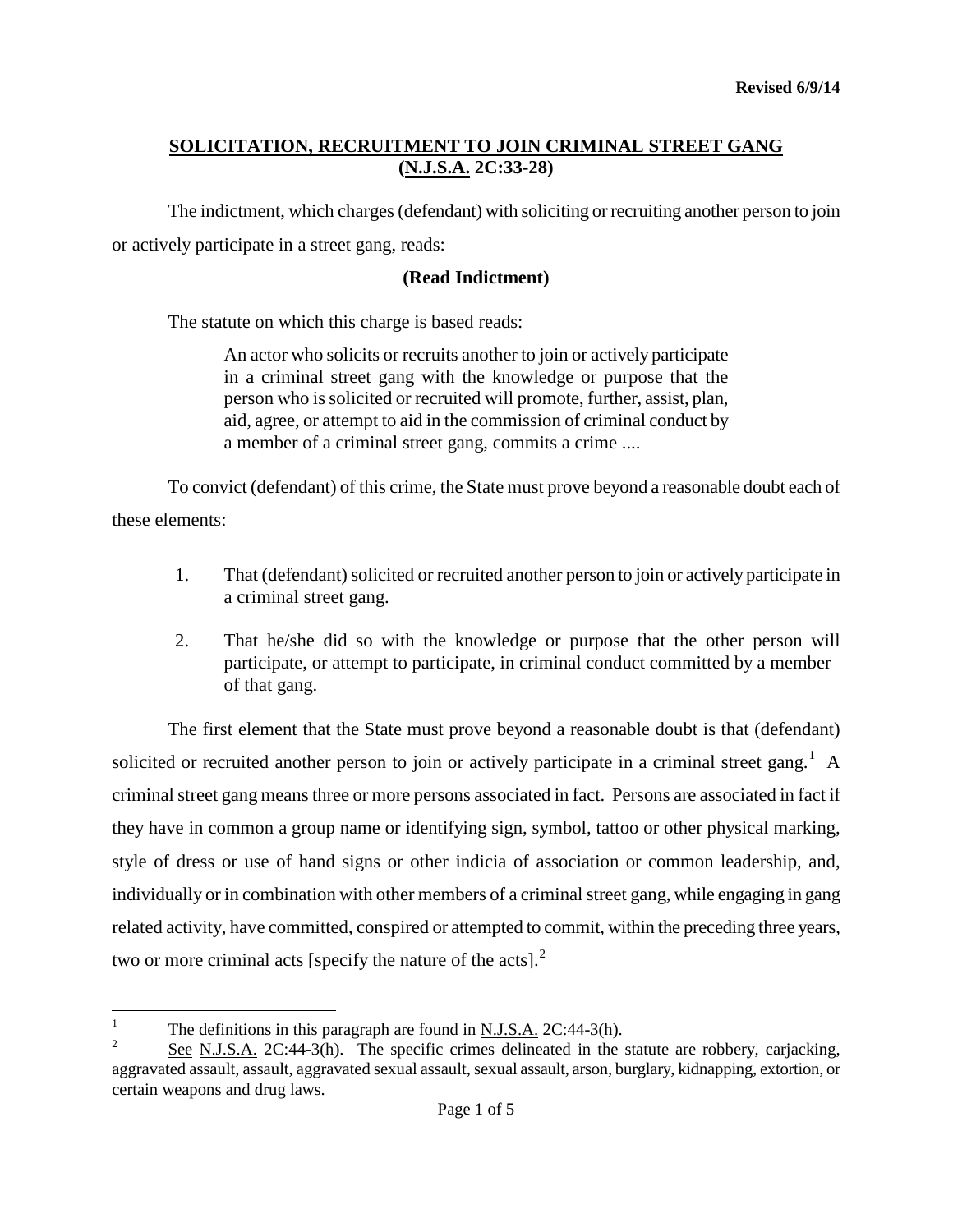**Revised 6/9/14**

# SOLICITATION, RECRUITMENT TO JOIN CRIMINAL STREET GANG (N.J.S.A. 2C:33-28)

The indictment, which charges (defendant) with soliciting or recruiting another person to join or actively participate in a street gang, reads:

**(Read Indictment)**

The statute on which this charge is based reads:

> An actor who solicits or recruits another to join or actively participate in a criminal street gang with the knowledge or purpose that the person who is solicited or recruited will promote, further, assist, plan, aid, agree, or attempt to aid in the commission of criminal conduct by a member of a criminal street gang, commits a crime ....

To convict (defendant) of this crime, the State must prove beyond a reasonable doubt each of these elements:

1. That (defendant) solicited or recruited another person to join or actively participate in a criminal street gang.
2. That he/she did so with the knowledge or purpose that the other person will participate, or attempt to participate, in criminal conduct committed by a member of that gang.

The first element that the State must prove beyond a reasonable doubt is that (defendant) solicited or recruited another person to join or actively participate in a criminal street gang.[1] A criminal street gang means three or more persons associated in fact. Persons are associated in fact if they have in common a group name or identifying sign, symbol, tattoo or other physical marking, style of dress or use of hand signs or other indicia of association or common leadership, and, individually or in combination with other members of a criminal street gang, while engaging in gang related activity, have committed, conspired or attempted to commit, within the preceding three years, two or more criminal acts [specify the nature of the acts].[2]

---

[1] The definitions in this paragraph are found in N.J.S.A. 2C:44-3(h).

[2] See N.J.S.A. 2C:44-3(h). The specific crimes delineated in the statute are robbery, carjacking, aggravated assault, assault, aggravated sexual assault, sexual assault, arson, burglary, kidnapping, extortion, or certain weapons and drug laws.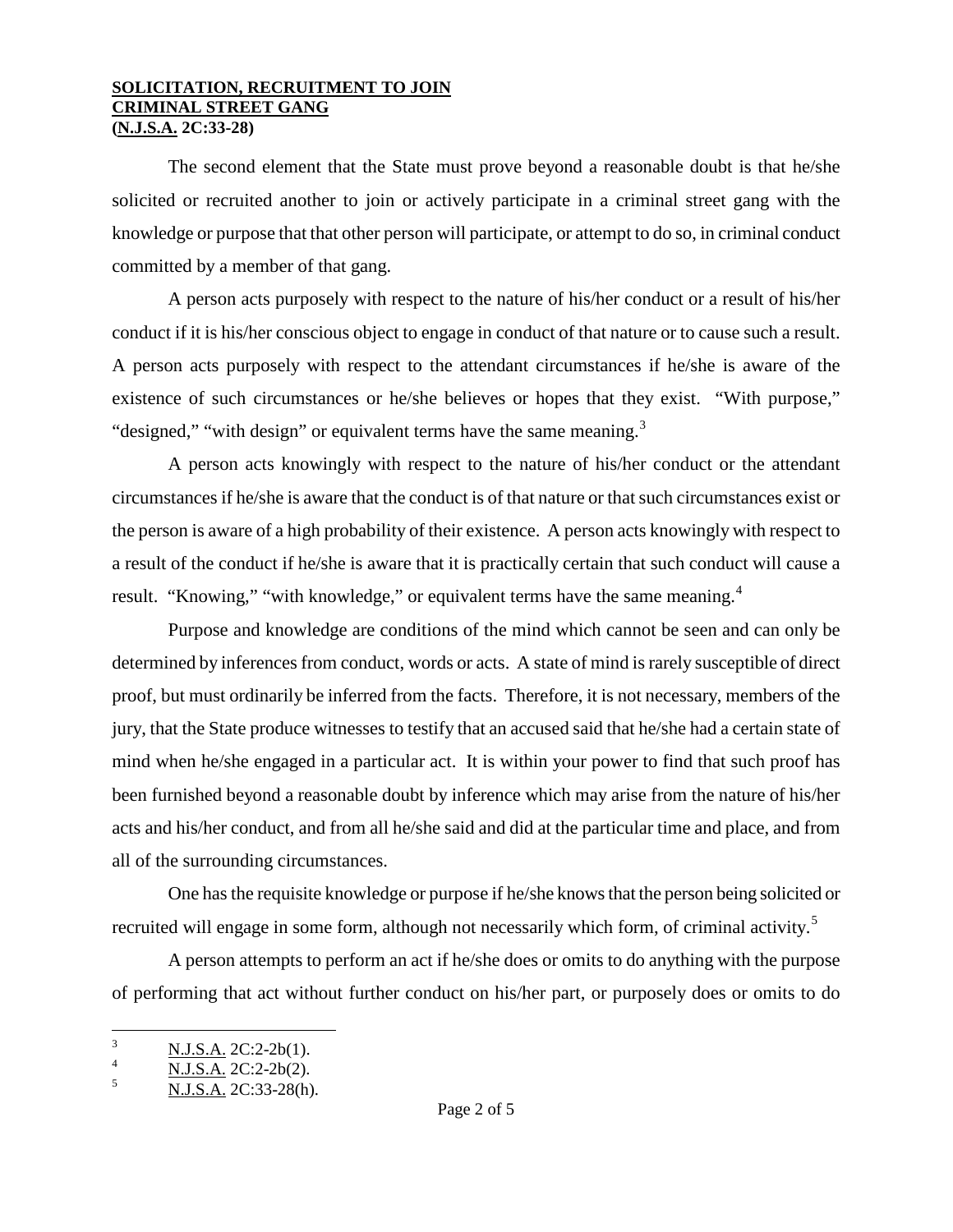**SOLICITATION, RECRUITMENT TO JOIN**
**CRIMINAL STREET GANG**
**(N.J.S.A. 2C:33-28)**

The second element that the State must prove beyond a reasonable doubt is that he/she solicited or recruited another to join or actively participate in a criminal street gang with the knowledge or purpose that that other person will participate, or attempt to do so, in criminal conduct committed by a member of that gang.

A person acts purposely with respect to the nature of his/her conduct or a result of his/her conduct if it is his/her conscious object to engage in conduct of that nature or to cause such a result. A person acts purposely with respect to the attendant circumstances if he/she is aware of the existence of such circumstances or he/she believes or hopes that they exist. "With purpose," "designed," "with design" or equivalent terms have the same meaning.[3]

A person acts knowingly with respect to the nature of his/her conduct or the attendant circumstances if he/she is aware that the conduct is of that nature or that such circumstances exist or the person is aware of a high probability of their existence. A person acts knowingly with respect to a result of the conduct if he/she is aware that it is practically certain that such conduct will cause a result. "Knowing," "with knowledge," or equivalent terms have the same meaning.[4]

Purpose and knowledge are conditions of the mind which cannot be seen and can only be determined by inferences from conduct, words or acts. A state of mind is rarely susceptible of direct proof, but must ordinarily be inferred from the facts. Therefore, it is not necessary, members of the jury, that the State produce witnesses to testify that an accused said that he/she had a certain state of mind when he/she engaged in a particular act. It is within your power to find that such proof has been furnished beyond a reasonable doubt by inference which may arise from the nature of his/her acts and his/her conduct, and from all he/she said and did at the particular time and place, and from all of the surrounding circumstances.

One has the requisite knowledge or purpose if he/she knows that the person being solicited or recruited will engage in some form, although not necessarily which form, of criminal activity.[5]

A person attempts to perform an act if he/she does or omits to do anything with the purpose of performing that act without further conduct on his/her part, or purposely does or omits to do

---

[3] N.J.S.A. 2C:2-2b(1).

[4] N.J.S.A. 2C:2-2b(2).

[5] N.J.S.A. 2C:33-28(h).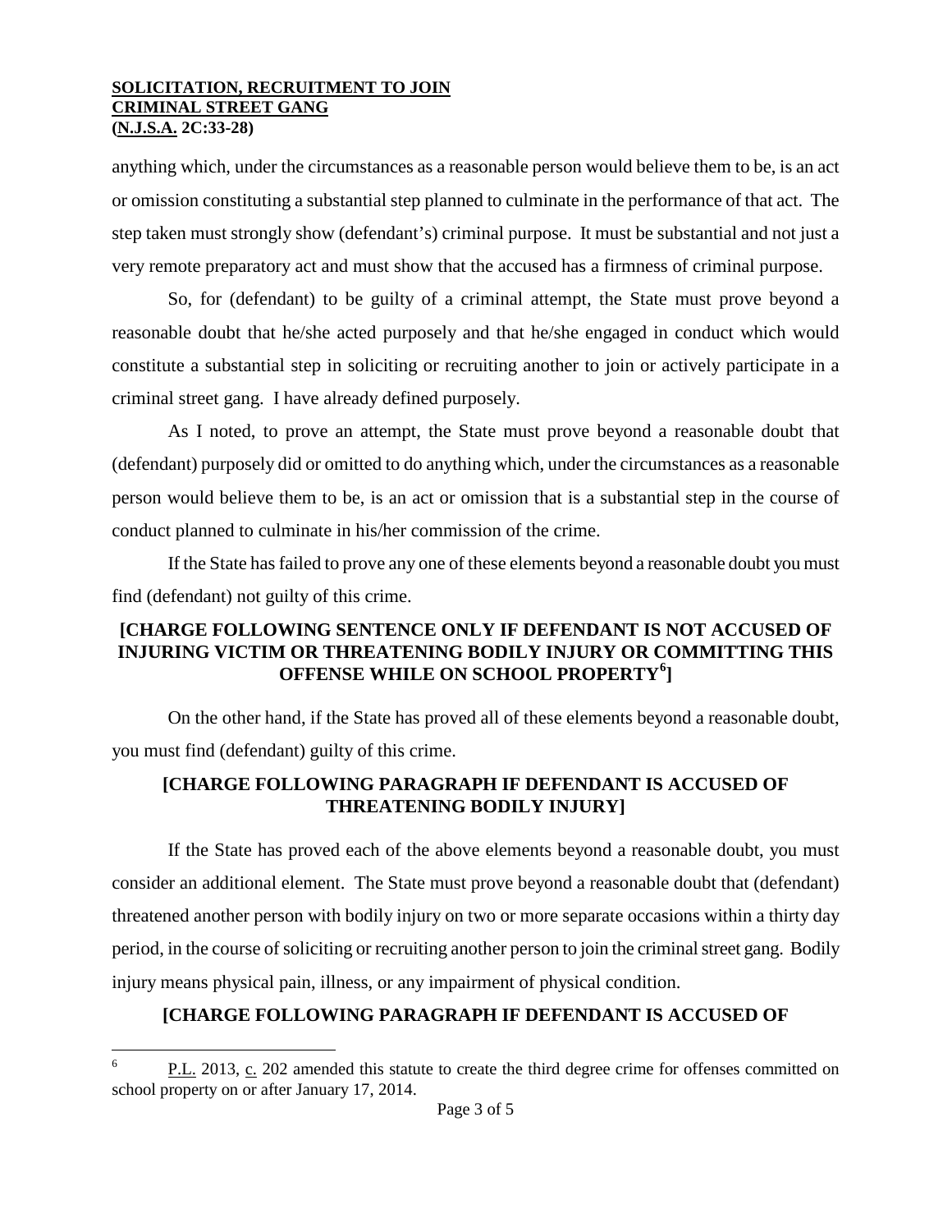anything which, under the circumstances as a reasonable person would believe them to be, is an act or omission constituting a substantial step planned to culminate in the performance of that act. The step taken must strongly show (defendant's) criminal purpose. It must be substantial and not just a very remote preparatory act and must show that the accused has a firmness of criminal purpose.

So, for (defendant) to be guilty of a criminal attempt, the State must prove beyond a reasonable doubt that he/she acted purposely and that he/she engaged in conduct which would constitute a substantial step in soliciting or recruiting another to join or actively participate in a criminal street gang. I have already defined purposely.

As I noted, to prove an attempt, the State must prove beyond a reasonable doubt that (defendant) purposely did or omitted to do anything which, under the circumstances as a reasonable person would believe them to be, is an act or omission that is a substantial step in the course of conduct planned to culminate in his/her commission of the crime.

If the State has failed to prove any one of these elements beyond a reasonable doubt you must find (defendant) not guilty of this crime.

**[CHARGE FOLLOWING SENTENCE ONLY IF DEFENDANT IS NOT ACCUSED OF INJURING VICTIM OR THREATENING BODILY INJURY OR COMMITTING THIS OFFENSE WHILE ON SCHOOL PROPERTY[6]]**

On the other hand, if the State has proved all of these elements beyond a reasonable doubt, you must find (defendant) guilty of this crime.

**[CHARGE FOLLOWING PARAGRAPH IF DEFENDANT IS ACCUSED OF THREATENING BODILY INJURY]**

If the State has proved each of the above elements beyond a reasonable doubt, you must consider an additional element. The State must prove beyond a reasonable doubt that (defendant) threatened another person with bodily injury on two or more separate occasions within a thirty day period, in the course of soliciting or recruiting another person to join the criminal street gang. Bodily injury means physical pain, illness, or any impairment of physical condition.

**[CHARGE FOLLOWING PARAGRAPH IF DEFENDANT IS ACCUSED OF**

---

[6] P.L. 2013, c. 202 amended this statute to create the third degree crime for offenses committed on school property on or after January 17, 2014.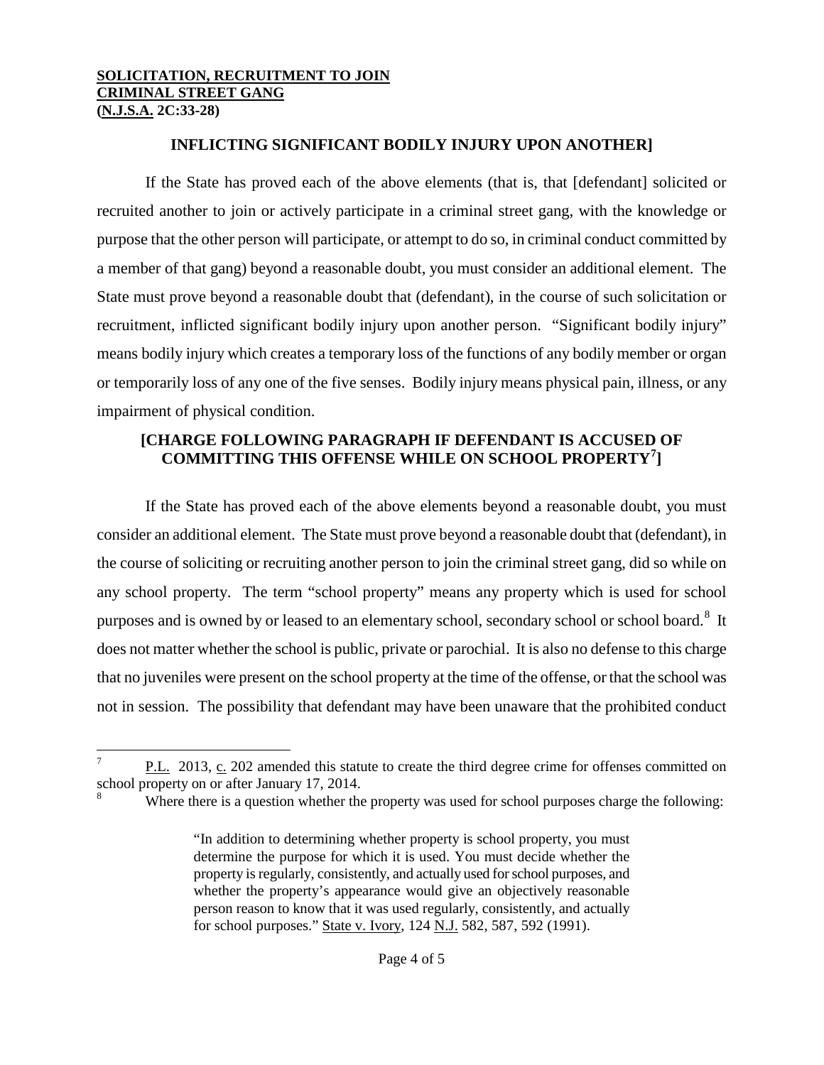**INFLICTING SIGNIFICANT BODILY INJURY UPON ANOTHER]**

If the State has proved each of the above elements (that is, that [defendant] solicited or recruited another to join or actively participate in a criminal street gang, with the knowledge or purpose that the other person will participate, or attempt to do so, in criminal conduct committed by a member of that gang) beyond a reasonable doubt, you must consider an additional element. The State must prove beyond a reasonable doubt that (defendant), in the course of such solicitation or recruitment, inflicted significant bodily injury upon another person. "Significant bodily injury" means bodily injury which creates a temporary loss of the functions of any bodily member or organ or temporarily loss of any one of the five senses. Bodily injury means physical pain, illness, or any impairment of physical condition.

**[CHARGE FOLLOWING PARAGRAPH IF DEFENDANT IS ACCUSED OF COMMITTING THIS OFFENSE WHILE ON SCHOOL PROPERTY[7]]**

If the State has proved each of the above elements beyond a reasonable doubt, you must consider an additional element. The State must prove beyond a reasonable doubt that (defendant), in the course of soliciting or recruiting another person to join the criminal street gang, did so while on any school property. The term "school property" means any property which is used for school purposes and is owned by or leased to an elementary school, secondary school or school board.[8] It does not matter whether the school is public, private or parochial. It is also no defense to this charge that no juveniles were present on the school property at the time of the offense, or that the school was not in session. The possibility that defendant may have been unaware that the prohibited conduct

---

[7] P.L. 2013, c. 202 amended this statute to create the third degree crime for offenses committed on school property on or after January 17, 2014.

[8] Where there is a question whether the property was used for school purposes charge the following:

> "In addition to determining whether property is school property, you must determine the purpose for which it is used. You must decide whether the property is regularly, consistently, and actually used for school purposes, and whether the property's appearance would give an objectively reasonable person reason to know that it was used regularly, consistently, and actually for school purposes." State v. Ivory, 124 N.J. 582, 587, 592 (1991).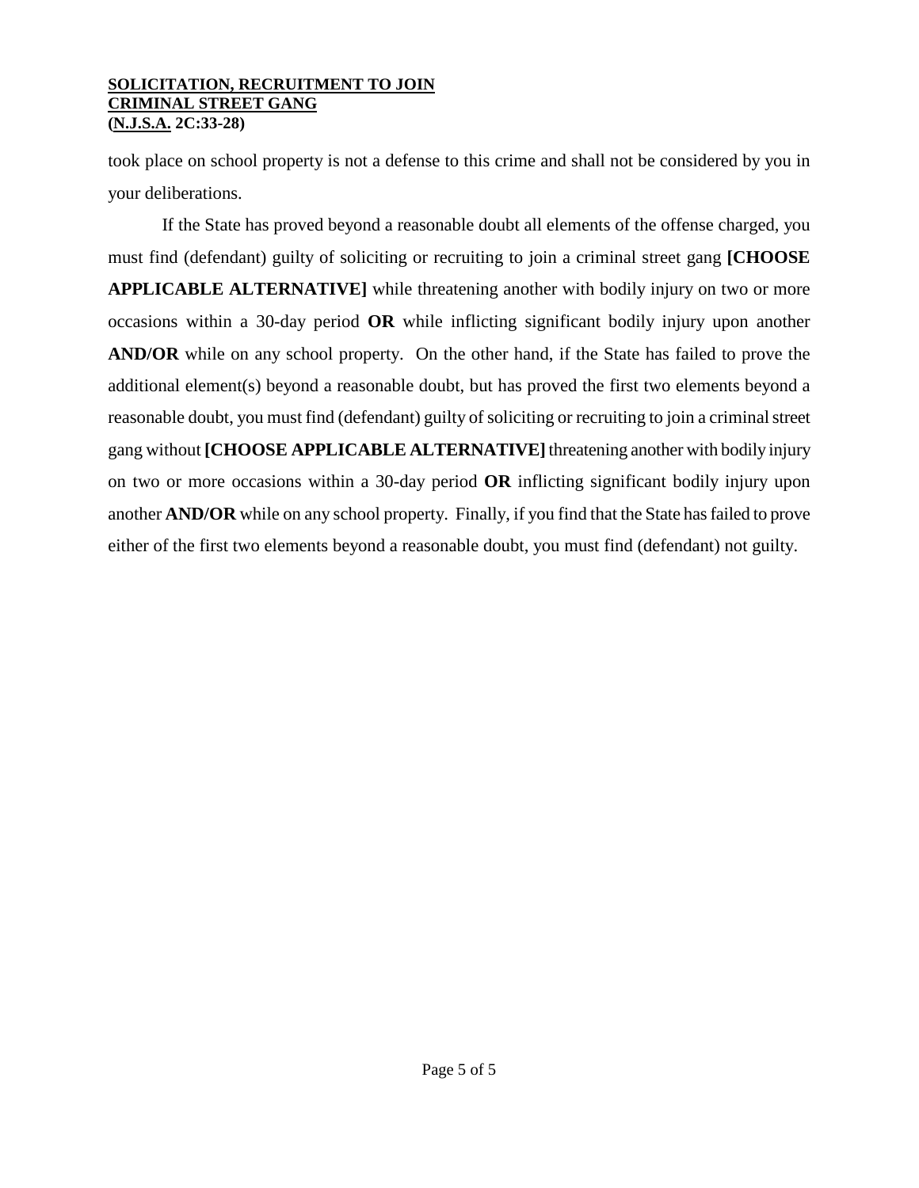took place on school property is not a defense to this crime and shall not be considered by you in your deliberations.

If the State has proved beyond a reasonable doubt all elements of the offense charged, you must find (defendant) guilty of soliciting or recruiting to join a criminal street gang **[CHOOSE APPLICABLE ALTERNATIVE]** while threatening another with bodily injury on two or more occasions within a 30-day period **OR** while inflicting significant bodily injury upon another **AND/OR** while on any school property. On the other hand, if the State has failed to prove the additional element(s) beyond a reasonable doubt, but has proved the first two elements beyond a reasonable doubt, you must find (defendant) guilty of soliciting or recruiting to join a criminal street gang without **[CHOOSE APPLICABLE ALTERNATIVE]** threatening another with bodily injury on two or more occasions within a 30-day period **OR** inflicting significant bodily injury upon another **AND/OR** while on any school property. Finally, if you find that the State has failed to prove either of the first two elements beyond a reasonable doubt, you must find (defendant) not guilty.